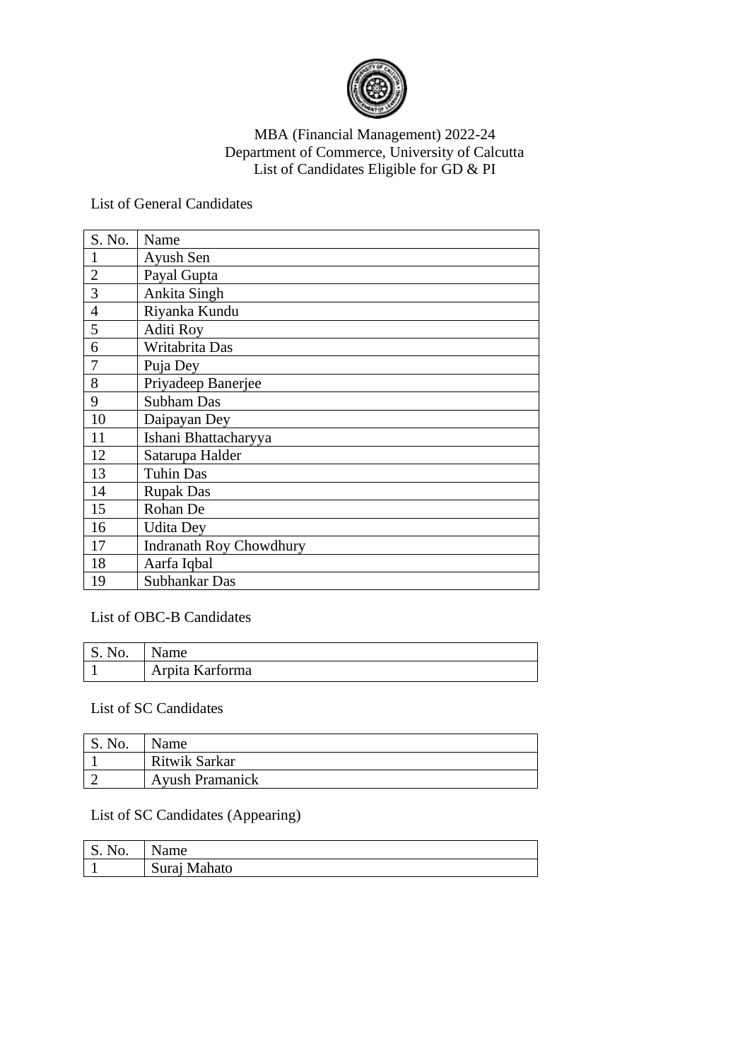MBA (Financial Management) 2022-24
Department of Commerce, University of Calcutta
List of Candidates Eligible for GD & PI

List of General Candidates

| S. No. | Name |
| --- | --- |
| 1 | Ayush Sen |
| 2 | Payal Gupta |
| 3 | Ankita Singh |
| 4 | Riyanka Kundu |
| 5 | Aditi Roy |
| 6 | Writabrita Das |
| 7 | Puja Dey |
| 8 | Priyadeep Banerjee |
| 9 | Subham Das |
| 10 | Daipayan Dey |
| 11 | Ishani Bhattacharyya |
| 12 | Satarupa Halder |
| 13 | Tuhin Das |
| 14 | Rupak Das |
| 15 | Rohan De |
| 16 | Udita Dey |
| 17 | Indranath Roy Chowdhury |
| 18 | Aarfa Iqbal |
| 19 | Subhankar Das |

List of OBC-B Candidates

| S. No. | Name |
| --- | --- |
| 1 | Arpita Karforma |

List of SC Candidates

| S. No. | Name |
| --- | --- |
| 1 | Ritwik Sarkar |
| 2 | Ayush Pramanick |

List of SC Candidates (Appearing)

| S. No. | Name |
| --- | --- |
| 1 | Suraj Mahato |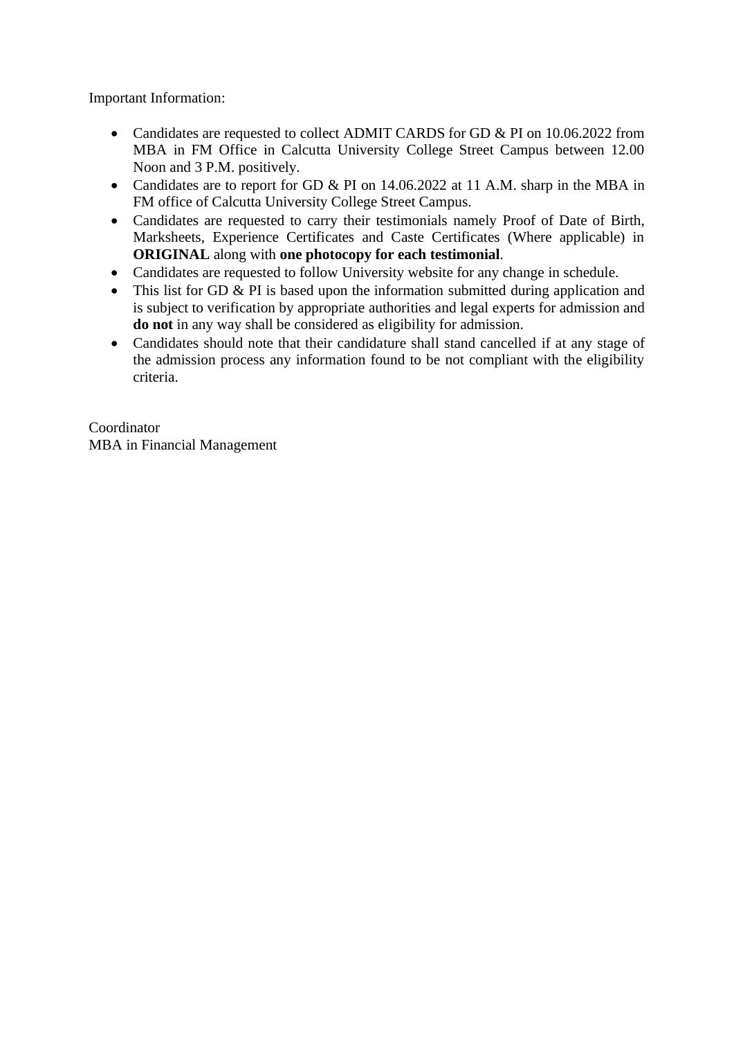Important Information:

- Candidates are requested to collect ADMIT CARDS for GD & PI on 10.06.2022 from MBA in FM Office in Calcutta University College Street Campus between 12.00 Noon and 3 P.M. positively.
- Candidates are to report for GD & PI on 14.06.2022 at 11 A.M. sharp in the MBA in FM office of Calcutta University College Street Campus.
- Candidates are requested to carry their testimonials namely Proof of Date of Birth, Marksheets, Experience Certificates and Caste Certificates (Where applicable) in **ORIGINAL** along with **one photocopy for each testimonial**.
- Candidates are requested to follow University website for any change in schedule.
- This list for GD & PI is based upon the information submitted during application and is subject to verification by appropriate authorities and legal experts for admission and **do not** in any way shall be considered as eligibility for admission.
- Candidates should note that their candidature shall stand cancelled if at any stage of the admission process any information found to be not compliant with the eligibility criteria.

Coordinator
MBA in Financial Management